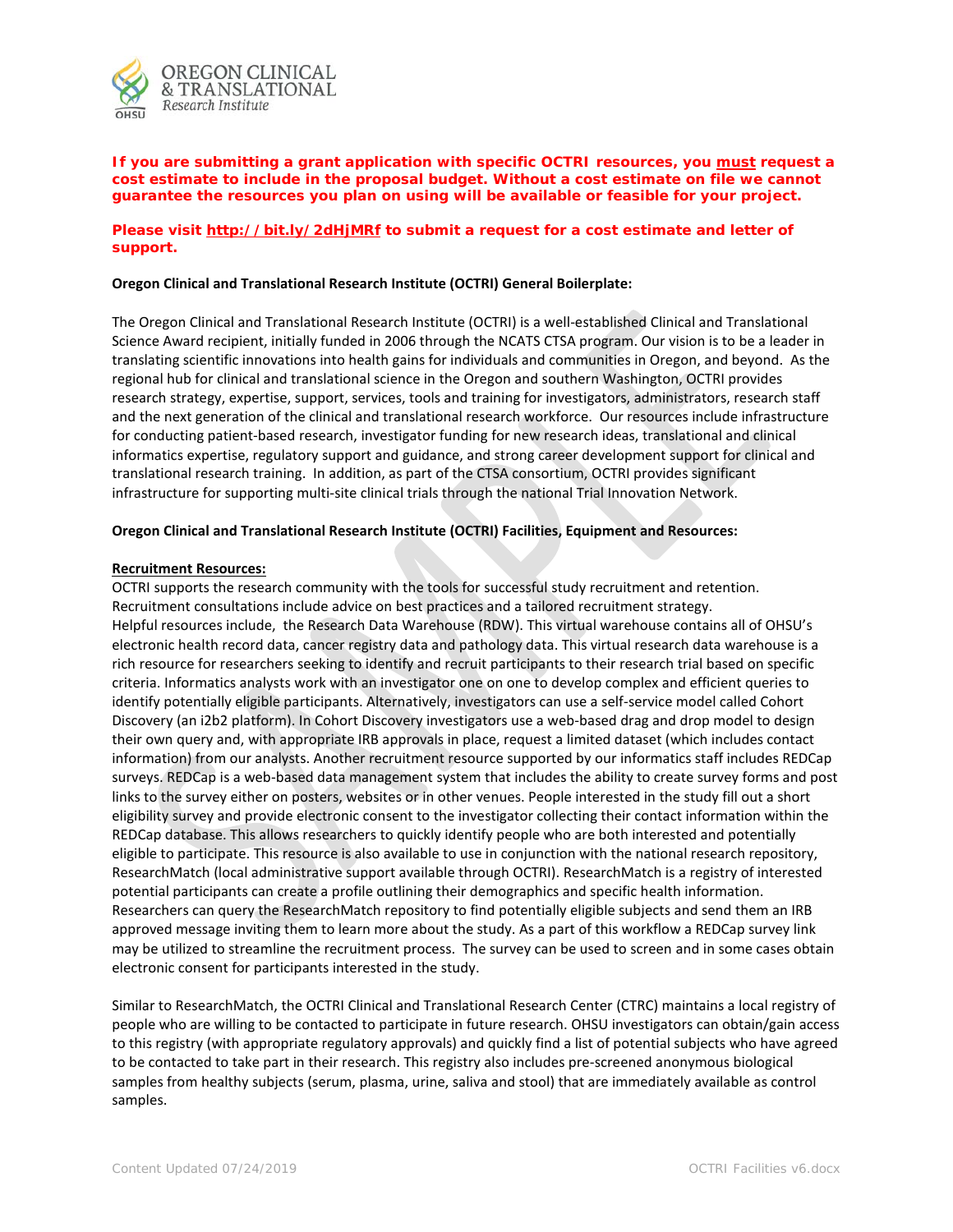**If you are submitting a grant application with specific OCTRI resources, you must request a cost estimate to include in the proposal budget. Without a cost estimate on file we cannot guarantee the resources you plan on using will be available or feasible for your project.**

**Please visit http://bit.ly/2dHjMRf to submit a request for a cost estimate and letter of support.**

**Oregon Clinical and Translational Research Institute (OCTRI) General Boilerplate:**

The Oregon Clinical and Translational Research Institute (OCTRI) is a well-established Clinical and Translational Science Award recipient, initially funded in 2006 through the NCATS CTSA program. Our vision is to be a leader in translating scientific innovations into health gains for individuals and communities in Oregon, and beyond. As the regional hub for clinical and translational science in the Oregon and southern Washington, OCTRI provides research strategy, expertise, support, services, tools and training for investigators, administrators, research staff and the next generation of the clinical and translational research workforce. Our resources include infrastructure for conducting patient-based research, investigator funding for new research ideas, translational and clinical informatics expertise, regulatory support and guidance, and strong career development support for clinical and translational research training. In addition, as part of the CTSA consortium, OCTRI provides significant infrastructure for supporting multi-site clinical trials through the national Trial Innovation Network.

**Oregon Clinical and Translational Research Institute (OCTRI) Facilities, Equipment and Resources:**

**Recruitment Resources:**

OCTRI supports the research community with the tools for successful study recruitment and retention. Recruitment consultations include advice on best practices and a tailored recruitment strategy. Helpful resources include, the Research Data Warehouse (RDW). This virtual warehouse contains all of OHSU's electronic health record data, cancer registry data and pathology data. This virtual research data warehouse is a rich resource for researchers seeking to identify and recruit participants to their research trial based on specific criteria. Informatics analysts work with an investigator one on one to develop complex and efficient queries to identify potentially eligible participants. Alternatively, investigators can use a self-service model called Cohort Discovery (an i2b2 platform). In Cohort Discovery investigators use a web-based drag and drop model to design their own query and, with appropriate IRB approvals in place, request a limited dataset (which includes contact information) from our analysts. Another recruitment resource supported by our informatics staff includes REDCap surveys. REDCap is a web-based data management system that includes the ability to create survey forms and post links to the survey either on posters, websites or in other venues. People interested in the study fill out a short eligibility survey and provide electronic consent to the investigator collecting their contact information within the REDCap database. This allows researchers to quickly identify people who are both interested and potentially eligible to participate. This resource is also available to use in conjunction with the national research repository, ResearchMatch (local administrative support available through OCTRI). ResearchMatch is a registry of interested potential participants can create a profile outlining their demographics and specific health information. Researchers can query the ResearchMatch repository to find potentially eligible subjects and send them an IRB approved message inviting them to learn more about the study. As a part of this workflow a REDCap survey link may be utilized to streamline the recruitment process. The survey can be used to screen and in some cases obtain electronic consent for participants interested in the study.

Similar to ResearchMatch, the OCTRI Clinical and Translational Research Center (CTRC) maintains a local registry of people who are willing to be contacted to participate in future research. OHSU investigators can obtain/gain access to this registry (with appropriate regulatory approvals) and quickly find a list of potential subjects who have agreed to be contacted to take part in their research. This registry also includes pre-screened anonymous biological samples from healthy subjects (serum, plasma, urine, saliva and stool) that are immediately available as control samples.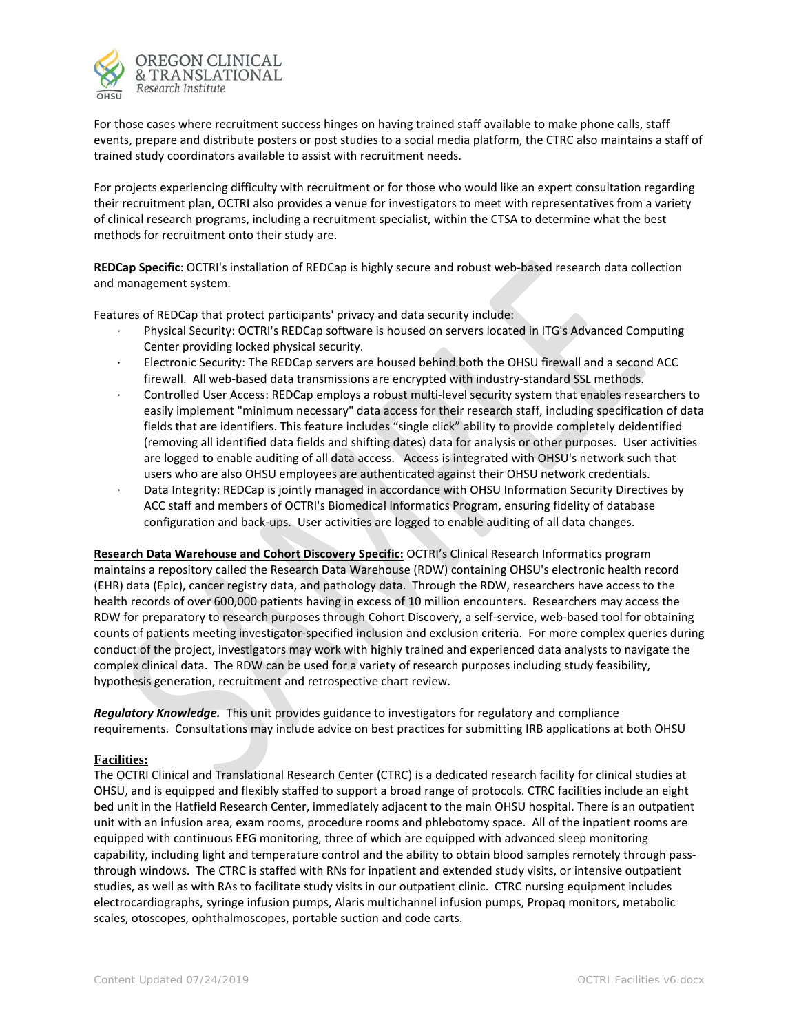For those cases where recruitment success hinges on having trained staff available to make phone calls, staff events, prepare and distribute posters or post studies to a social media platform, the CTRC also maintains a staff of trained study coordinators available to assist with recruitment needs.

For projects experiencing difficulty with recruitment or for those who would like an expert consultation regarding their recruitment plan, OCTRI also provides a venue for investigators to meet with representatives from a variety of clinical research programs, including a recruitment specialist, within the CTSA to determine what the best methods for recruitment onto their study are.

**REDCap Specific**: OCTRI's installation of REDCap is highly secure and robust web-based research data collection and management system.

Features of REDCap that protect participants' privacy and data security include:

- Physical Security: OCTRI's REDCap software is housed on servers located in ITG's Advanced Computing Center providing locked physical security.
- Electronic Security: The REDCap servers are housed behind both the OHSU firewall and a second ACC firewall. All web-based data transmissions are encrypted with industry-standard SSL methods.
- Controlled User Access: REDCap employs a robust multi-level security system that enables researchers to easily implement "minimum necessary" data access for their research staff, including specification of data fields that are identifiers. This feature includes "single click" ability to provide completely deidentified (removing all identified data fields and shifting dates) data for analysis or other purposes. User activities are logged to enable auditing of all data access. Access is integrated with OHSU's network such that users who are also OHSU employees are authenticated against their OHSU network credentials.
- Data Integrity: REDCap is jointly managed in accordance with OHSU Information Security Directives by ACC staff and members of OCTRI's Biomedical Informatics Program, ensuring fidelity of database configuration and back-ups. User activities are logged to enable auditing of all data changes.

**Research Data Warehouse and Cohort Discovery Specific:** OCTRI's Clinical Research Informatics program maintains a repository called the Research Data Warehouse (RDW) containing OHSU's electronic health record (EHR) data (Epic), cancer registry data, and pathology data. Through the RDW, researchers have access to the health records of over 600,000 patients having in excess of 10 million encounters. Researchers may access the RDW for preparatory to research purposes through Cohort Discovery, a self-service, web-based tool for obtaining counts of patients meeting investigator-specified inclusion and exclusion criteria. For more complex queries during conduct of the project, investigators may work with highly trained and experienced data analysts to navigate the complex clinical data. The RDW can be used for a variety of research purposes including study feasibility, hypothesis generation, recruitment and retrospective chart review.

***Regulatory Knowledge.*** This unit provides guidance to investigators for regulatory and compliance requirements. Consultations may include advice on best practices for submitting IRB applications at both OHSU

## Facilities:

The OCTRI Clinical and Translational Research Center (CTRC) is a dedicated research facility for clinical studies at OHSU, and is equipped and flexibly staffed to support a broad range of protocols. CTRC facilities include an eight bed unit in the Hatfield Research Center, immediately adjacent to the main OHSU hospital. There is an outpatient unit with an infusion area, exam rooms, procedure rooms and phlebotomy space. All of the inpatient rooms are equipped with continuous EEG monitoring, three of which are equipped with advanced sleep monitoring capability, including light and temperature control and the ability to obtain blood samples remotely through pass-through windows. The CTRC is staffed with RNs for inpatient and extended study visits, or intensive outpatient studies, as well as with RAs to facilitate study visits in our outpatient clinic. CTRC nursing equipment includes electrocardiographs, syringe infusion pumps, Alaris multichannel infusion pumps, Propaq monitors, metabolic scales, otoscopes, ophthalmoscopes, portable suction and code carts.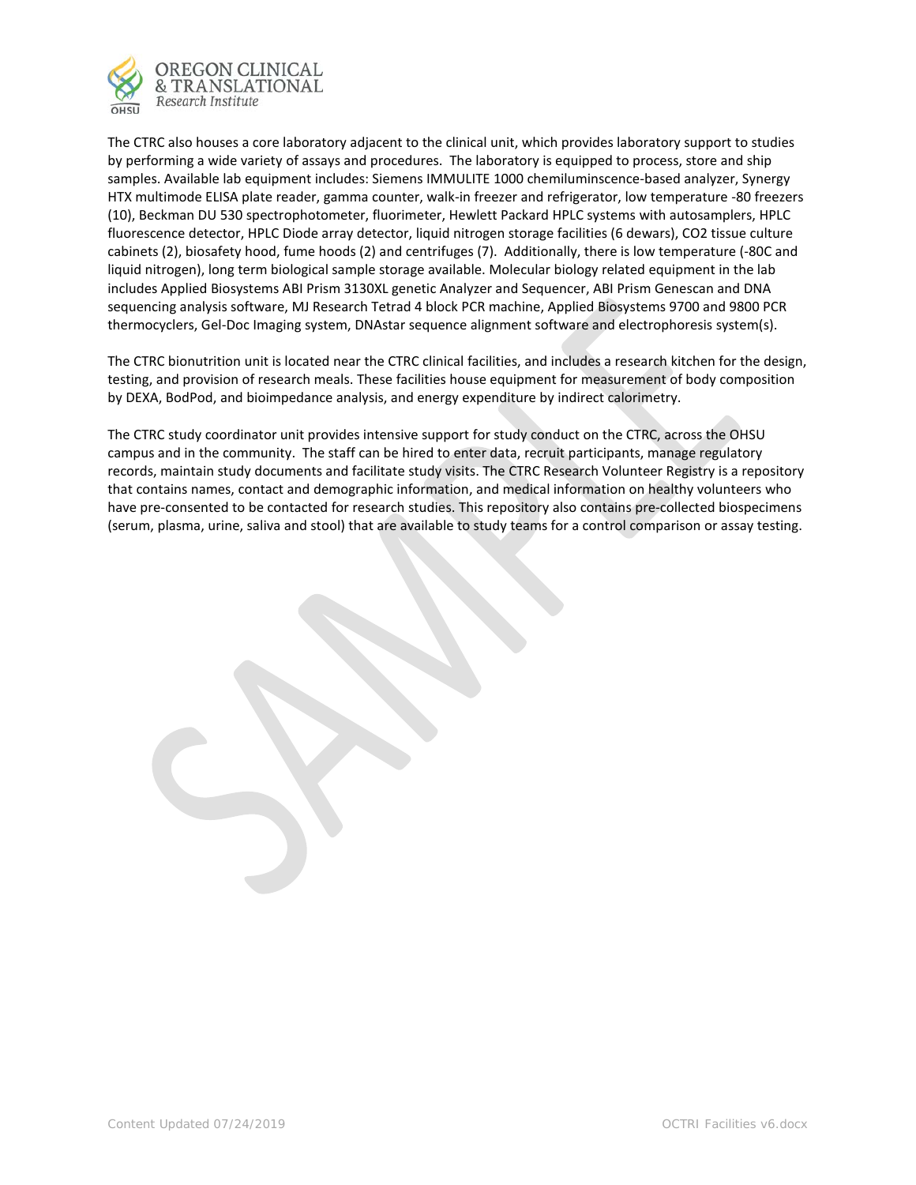The CTRC also houses a core laboratory adjacent to the clinical unit, which provides laboratory support to studies by performing a wide variety of assays and procedures. The laboratory is equipped to process, store and ship samples. Available lab equipment includes: Siemens IMMULITE 1000 chemiluminscence-based analyzer, Synergy HTX multimode ELISA plate reader, gamma counter, walk-in freezer and refrigerator, low temperature -80 freezers (10), Beckman DU 530 spectrophotometer, fluorimeter, Hewlett Packard HPLC systems with autosamplers, HPLC fluorescence detector, HPLC Diode array detector, liquid nitrogen storage facilities (6 dewars), CO2 tissue culture cabinets (2), biosafety hood, fume hoods (2) and centrifuges (7). Additionally, there is low temperature (-80C and liquid nitrogen), long term biological sample storage available. Molecular biology related equipment in the lab includes Applied Biosystems ABI Prism 3130XL genetic Analyzer and Sequencer, ABI Prism Genescan and DNA sequencing analysis software, MJ Research Tetrad 4 block PCR machine, Applied Biosystems 9700 and 9800 PCR thermocyclers, Gel-Doc Imaging system, DNAstar sequence alignment software and electrophoresis system(s).

The CTRC bionutrition unit is located near the CTRC clinical facilities, and includes a research kitchen for the design, testing, and provision of research meals. These facilities house equipment for measurement of body composition by DEXA, BodPod, and bioimpedance analysis, and energy expenditure by indirect calorimetry.

The CTRC study coordinator unit provides intensive support for study conduct on the CTRC, across the OHSU campus and in the community. The staff can be hired to enter data, recruit participants, manage regulatory records, maintain study documents and facilitate study visits. The CTRC Research Volunteer Registry is a repository that contains names, contact and demographic information, and medical information on healthy volunteers who have pre-consented to be contacted for research studies. This repository also contains pre-collected biospecimens (serum, plasma, urine, saliva and stool) that are available to study teams for a control comparison or assay testing.